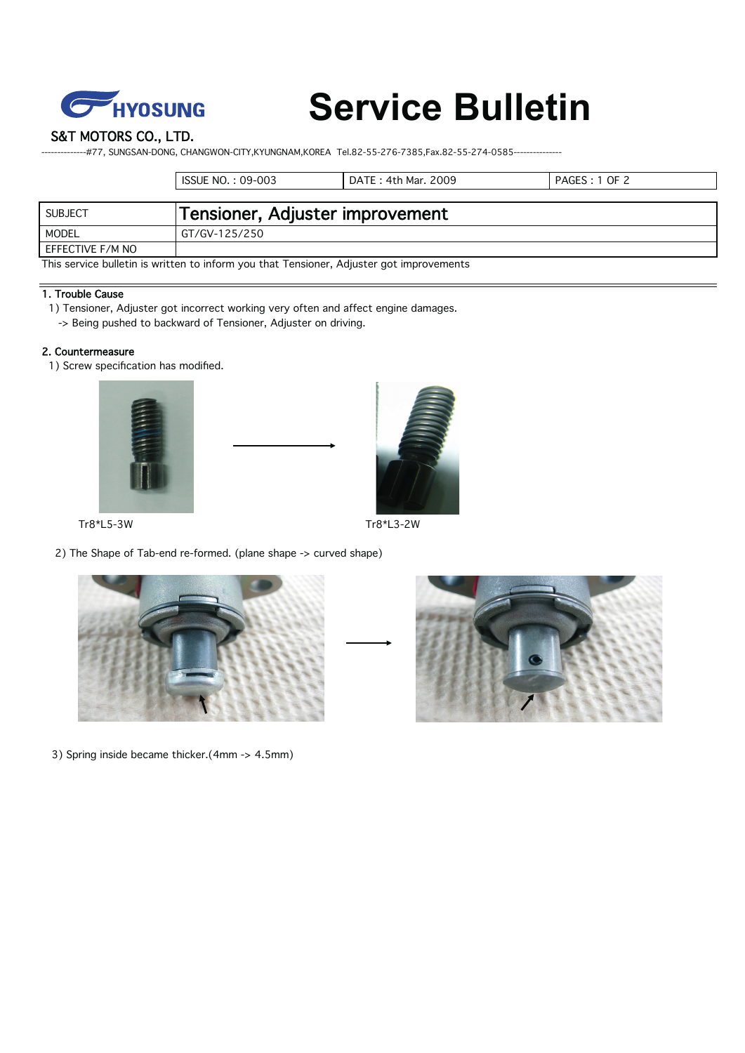HYOSUNG

S&T MOTORS CO., LTD.

--------------#77, SUNGSAN-DONG, CHANGWON-CITY,KYUNGNAM,KOREA Tel.82-55-276-7385,Fax.82-55-274-0585---------------

# Service Bulletin

| ISSUE NO. : 09-003 | DATE : 4th Mar. 2009 | PAGES : 1 OF 2 |
|---|---|---|

| SUBJECT | Tensioner, Adjuster improvement |
|---|---|
| MODEL | GT/GV-125/250 |
| EFFECTIVE F/M NO | |

This service bulletin is written to inform you that Tensioner, Adjuster got improvements

## 1. Trouble Cause

1) Tensioner, Adjuster got incorrect working very often and affect engine damages.
   -> Being pushed to backward of Tensioner, Adjuster on driving.

## 2. Countermeasure

1) Screw specification has modified.

Tr8*L5-3W → Tr8*L3-2W

2) The Shape of Tab-end re-formed. (plane shape -> curved shape)

3) Spring inside became thicker.(4mm -> 4.5mm)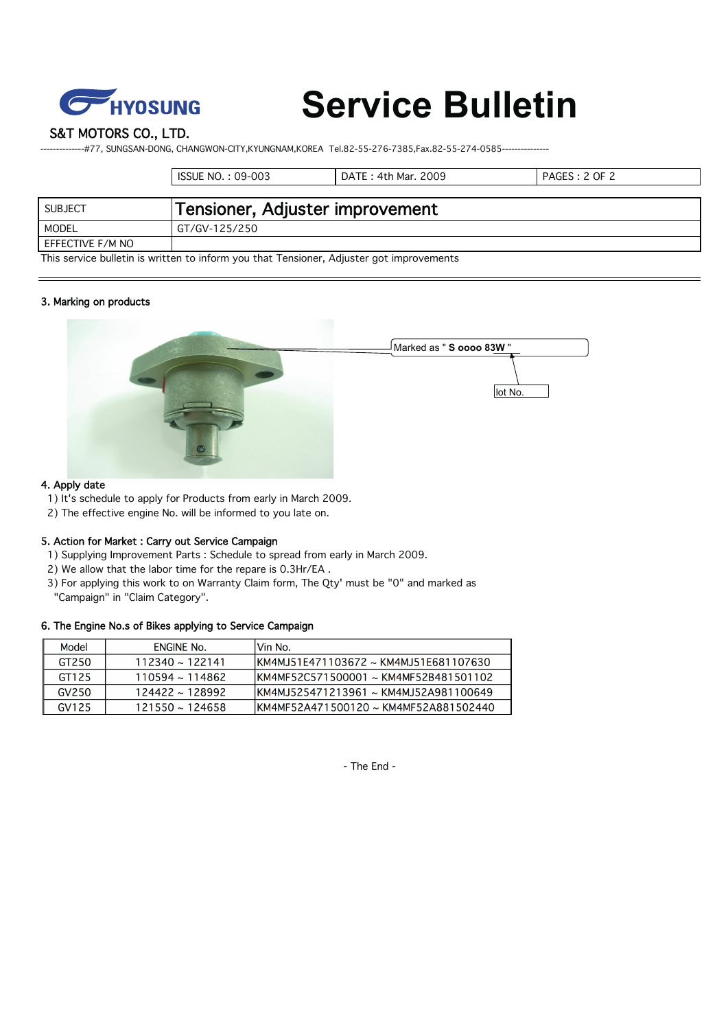# Service Bulletin

HYOSUNG

S&T MOTORS CO., LTD.

--------------#77, SUNGSAN-DONG, CHANGWON-CITY,KYUNGNAM,KOREA Tel.82-55-276-7385,Fax.82-55-274-0585---------------

| ISSUE NO. : 09-003 | DATE : 4th Mar. 2009 | PAGES : 2 OF 2 |
|---|---|---|

| SUBJECT | Tensioner, Adjuster improvement |
|---|---|
| MODEL | GT/GV-125/250 |
| EFFECTIVE F/M NO | |

This service bulletin is written to inform you that Tensioner, Adjuster got improvements

### 3. Marking on products

Marked as " **S oooo 83W** "

lot No.

### 4. Apply date

1) It's schedule to apply for Products from early in March 2009.
2) The effective engine No. will be informed to you late on.

### 5. Action for Market : Carry out Service Campaign

1) Supplying Improvement Parts : Schedule to spread from early in March 2009.
2) We allow that the labor time for the repare is 0.3Hr/EA .
3) For applying this work to on Warranty Claim form, The Qty' must be "0" and marked as "Campaign" in "Claim Category".

### 6. The Engine No.s of Bikes applying to Service Campaign

| Model | ENGINE No. | Vin No. |
|---|---|---|
| GT250 | 112340 ~ 122141 | KM4MJ51E471103672 ~ KM4MJ51E681107630 |
| GT125 | 110594 ~ 114862 | KM4MF52C571500001 ~ KM4MF52B481501102 |
| GV250 | 124422 ~ 128992 | KM4MJ525471213961 ~ KM4MJ52A981100649 |
| GV125 | 121550 ~ 124658 | KM4MF52A471500120 ~ KM4MF52A881502440 |

- The End -